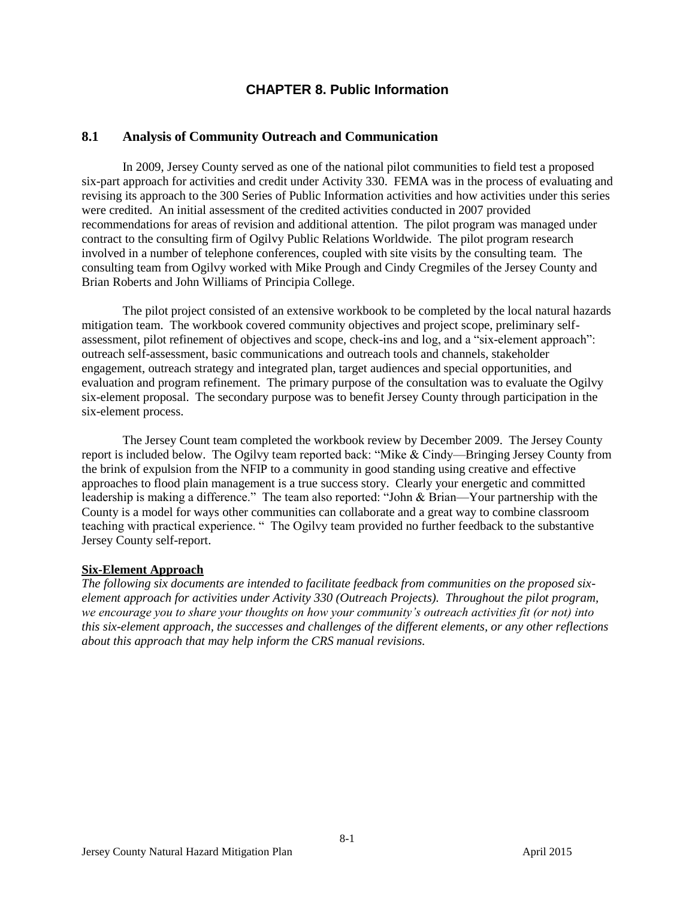# CHAPTER 8. Public Information

## 8.1 Analysis of Community Outreach and Communication

In 2009, Jersey County served as one of the national pilot communities to field test a proposed six-part approach for activities and credit under Activity 330. FEMA was in the process of evaluating and revising its approach to the 300 Series of Public Information activities and how activities under this series were credited. An initial assessment of the credited activities conducted in 2007 provided recommendations for areas of revision and additional attention. The pilot program was managed under contract to the consulting firm of Ogilvy Public Relations Worldwide. The pilot program research involved in a number of telephone conferences, coupled with site visits by the consulting team. The consulting team from Ogilvy worked with Mike Prough and Cindy Cregmiles of the Jersey County and Brian Roberts and John Williams of Principia College.

The pilot project consisted of an extensive workbook to be completed by the local natural hazards mitigation team. The workbook covered community objectives and project scope, preliminary self-assessment, pilot refinement of objectives and scope, check-ins and log, and a "six-element approach": outreach self-assessment, basic communications and outreach tools and channels, stakeholder engagement, outreach strategy and integrated plan, target audiences and special opportunities, and evaluation and program refinement. The primary purpose of the consultation was to evaluate the Ogilvy six-element proposal. The secondary purpose was to benefit Jersey County through participation in the six-element process.

The Jersey Count team completed the workbook review by December 2009. The Jersey County report is included below. The Ogilvy team reported back: "Mike & Cindy—Bringing Jersey County from the brink of expulsion from the NFIP to a community in good standing using creative and effective approaches to flood plain management is a true success story. Clearly your energetic and committed leadership is making a difference." The team also reported: "John & Brian—Your partnership with the County is a model for ways other communities can collaborate and a great way to combine classroom teaching with practical experience. " The Ogilvy team provided no further feedback to the substantive Jersey County self-report.

**Six-Element Approach**

*The following six documents are intended to facilitate feedback from communities on the proposed six-element approach for activities under Activity 330 (Outreach Projects). Throughout the pilot program, we encourage you to share your thoughts on how your community's outreach activities fit (or not) into this six-element approach, the successes and challenges of the different elements, or any other reflections about this approach that may help inform the CRS manual revisions.*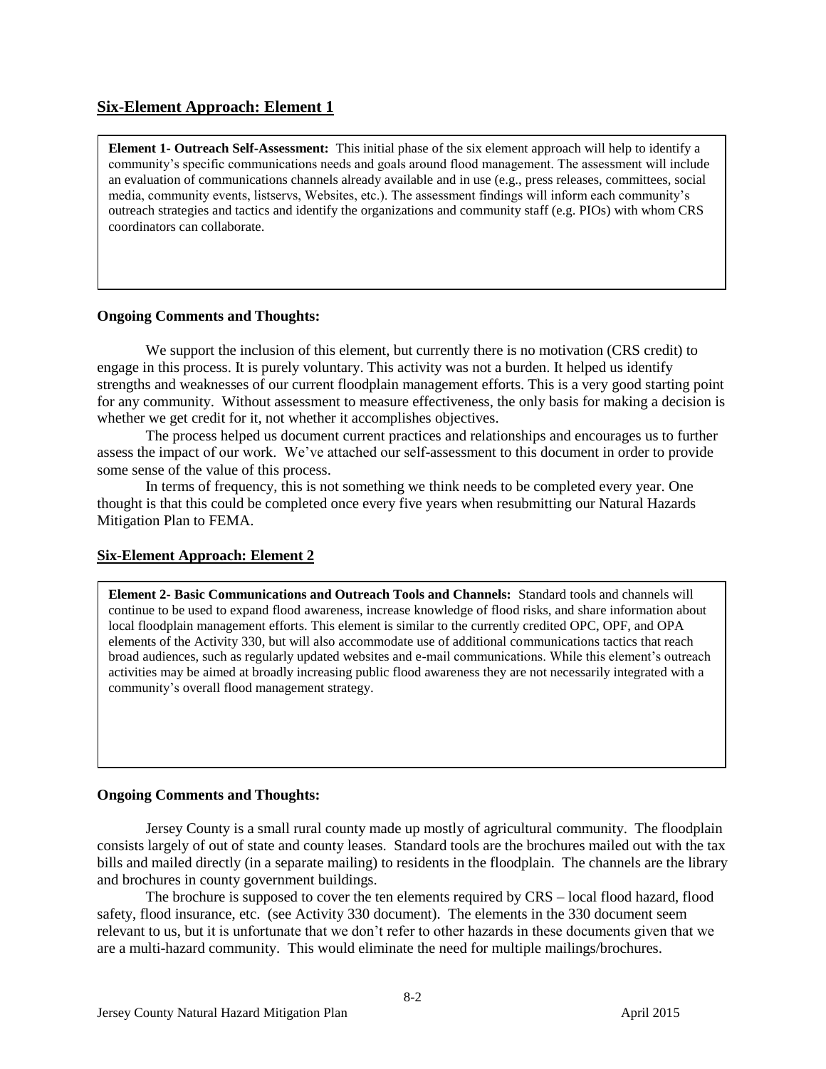## Six-Element Approach: Element 1

**Element 1- Outreach Self-Assessment:** This initial phase of the six element approach will help to identify a community's specific communications needs and goals around flood management. The assessment will include an evaluation of communications channels already available and in use (e.g., press releases, committees, social media, community events, listservs, Websites, etc.). The assessment findings will inform each community's outreach strategies and tactics and identify the organizations and community staff (e.g. PIOs) with whom CRS coordinators can collaborate.

**Ongoing Comments and Thoughts:**

We support the inclusion of this element, but currently there is no motivation (CRS credit) to engage in this process. It is purely voluntary. This activity was not a burden. It helped us identify strengths and weaknesses of our current floodplain management efforts. This is a very good starting point for any community. Without assessment to measure effectiveness, the only basis for making a decision is whether we get credit for it, not whether it accomplishes objectives.

The process helped us document current practices and relationships and encourages us to further assess the impact of our work. We've attached our self-assessment to this document in order to provide some sense of the value of this process.

In terms of frequency, this is not something we think needs to be completed every year. One thought is that this could be completed once every five years when resubmitting our Natural Hazards Mitigation Plan to FEMA.

## Six-Element Approach: Element 2

**Element 2- Basic Communications and Outreach Tools and Channels:** Standard tools and channels will continue to be used to expand flood awareness, increase knowledge of flood risks, and share information about local floodplain management efforts. This element is similar to the currently credited OPC, OPF, and OPA elements of the Activity 330, but will also accommodate use of additional communications tactics that reach broad audiences, such as regularly updated websites and e-mail communications. While this element's outreach activities may be aimed at broadly increasing public flood awareness they are not necessarily integrated with a community's overall flood management strategy.

**Ongoing Comments and Thoughts:**

Jersey County is a small rural county made up mostly of agricultural community. The floodplain consists largely of out of state and county leases. Standard tools are the brochures mailed out with the tax bills and mailed directly (in a separate mailing) to residents in the floodplain. The channels are the library and brochures in county government buildings.

The brochure is supposed to cover the ten elements required by CRS – local flood hazard, flood safety, flood insurance, etc. (see Activity 330 document). The elements in the 330 document seem relevant to us, but it is unfortunate that we don't refer to other hazards in these documents given that we are a multi-hazard community. This would eliminate the need for multiple mailings/brochures.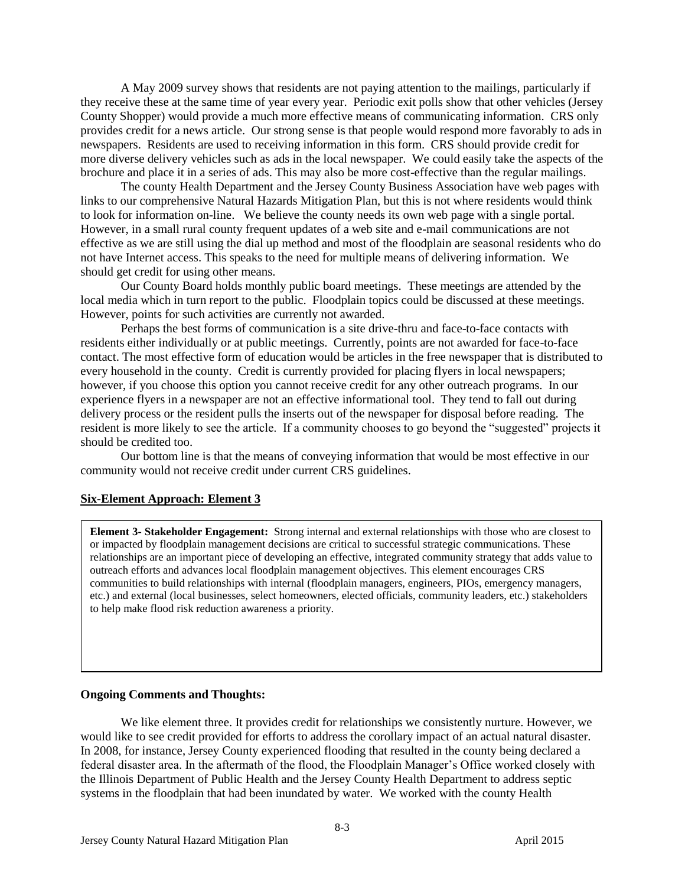A May 2009 survey shows that residents are not paying attention to the mailings, particularly if they receive these at the same time of year every year. Periodic exit polls show that other vehicles (Jersey County Shopper) would provide a much more effective means of communicating information. CRS only provides credit for a news article. Our strong sense is that people would respond more favorably to ads in newspapers. Residents are used to receiving information in this form. CRS should provide credit for more diverse delivery vehicles such as ads in the local newspaper. We could easily take the aspects of the brochure and place it in a series of ads. This may also be more cost-effective than the regular mailings.

The county Health Department and the Jersey County Business Association have web pages with links to our comprehensive Natural Hazards Mitigation Plan, but this is not where residents would think to look for information on-line. We believe the county needs its own web page with a single portal. However, in a small rural county frequent updates of a web site and e-mail communications are not effective as we are still using the dial up method and most of the floodplain are seasonal residents who do not have Internet access. This speaks to the need for multiple means of delivering information. We should get credit for using other means.

Our County Board holds monthly public board meetings. These meetings are attended by the local media which in turn report to the public. Floodplain topics could be discussed at these meetings. However, points for such activities are currently not awarded.

Perhaps the best forms of communication is a site drive-thru and face-to-face contacts with residents either individually or at public meetings. Currently, points are not awarded for face-to-face contact. The most effective form of education would be articles in the free newspaper that is distributed to every household in the county. Credit is currently provided for placing flyers in local newspapers; however, if you choose this option you cannot receive credit for any other outreach programs. In our experience flyers in a newspaper are not an effective informational tool. They tend to fall out during delivery process or the resident pulls the inserts out of the newspaper for disposal before reading. The resident is more likely to see the article. If a community chooses to go beyond the "suggested" projects it should be credited too.

Our bottom line is that the means of conveying information that would be most effective in our community would not receive credit under current CRS guidelines.

**Six-Element Approach: Element 3**

**Element 3- Stakeholder Engagement:** Strong internal and external relationships with those who are closest to or impacted by floodplain management decisions are critical to successful strategic communications. These relationships are an important piece of developing an effective, integrated community strategy that adds value to outreach efforts and advances local floodplain management objectives. This element encourages CRS communities to build relationships with internal (floodplain managers, engineers, PIOs, emergency managers, etc.) and external (local businesses, select homeowners, elected officials, community leaders, etc.) stakeholders to help make flood risk reduction awareness a priority.

**Ongoing Comments and Thoughts:**

We like element three. It provides credit for relationships we consistently nurture. However, we would like to see credit provided for efforts to address the corollary impact of an actual natural disaster. In 2008, for instance, Jersey County experienced flooding that resulted in the county being declared a federal disaster area. In the aftermath of the flood, the Floodplain Manager's Office worked closely with the Illinois Department of Public Health and the Jersey County Health Department to address septic systems in the floodplain that had been inundated by water. We worked with the county Health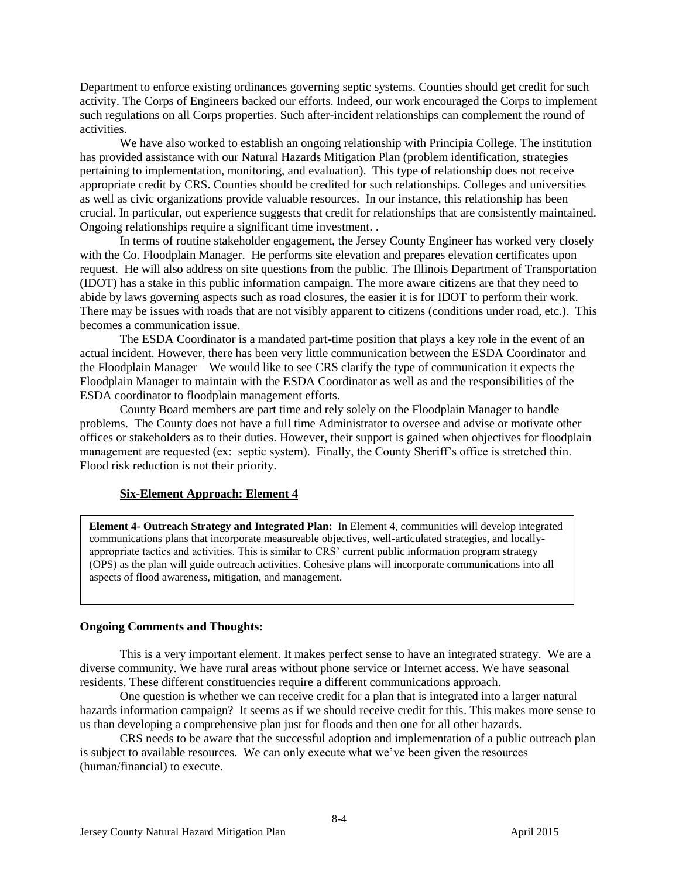Department to enforce existing ordinances governing septic systems. Counties should get credit for such activity. The Corps of Engineers backed our efforts. Indeed, our work encouraged the Corps to implement such regulations on all Corps properties. Such after-incident relationships can complement the round of activities.

We have also worked to establish an ongoing relationship with Principia College. The institution has provided assistance with our Natural Hazards Mitigation Plan (problem identification, strategies pertaining to implementation, monitoring, and evaluation). This type of relationship does not receive appropriate credit by CRS. Counties should be credited for such relationships. Colleges and universities as well as civic organizations provide valuable resources. In our instance, this relationship has been crucial. In particular, out experience suggests that credit for relationships that are consistently maintained. Ongoing relationships require a significant time investment. .

In terms of routine stakeholder engagement, the Jersey County Engineer has worked very closely with the Co. Floodplain Manager. He performs site elevation and prepares elevation certificates upon request. He will also address on site questions from the public. The Illinois Department of Transportation (IDOT) has a stake in this public information campaign. The more aware citizens are that they need to abide by laws governing aspects such as road closures, the easier it is for IDOT to perform their work. There may be issues with roads that are not visibly apparent to citizens (conditions under road, etc.). This becomes a communication issue.

The ESDA Coordinator is a mandated part-time position that plays a key role in the event of an actual incident. However, there has been very little communication between the ESDA Coordinator and the Floodplain Manager We would like to see CRS clarify the type of communication it expects the Floodplain Manager to maintain with the ESDA Coordinator as well as and the responsibilities of the ESDA coordinator to floodplain management efforts.

County Board members are part time and rely solely on the Floodplain Manager to handle problems. The County does not have a full time Administrator to oversee and advise or motivate other offices or stakeholders as to their duties. However, their support is gained when objectives for floodplain management are requested (ex: septic system). Finally, the County Sheriff's office is stretched thin. Flood risk reduction is not their priority.

**Six-Element Approach: Element 4**

**Element 4- Outreach Strategy and Integrated Plan:** In Element 4, communities will develop integrated communications plans that incorporate measureable objectives, well-articulated strategies, and locally-appropriate tactics and activities. This is similar to CRS' current public information program strategy (OPS) as the plan will guide outreach activities. Cohesive plans will incorporate communications into all aspects of flood awareness, mitigation, and management.

**Ongoing Comments and Thoughts:**

This is a very important element. It makes perfect sense to have an integrated strategy. We are a diverse community. We have rural areas without phone service or Internet access. We have seasonal residents. These different constituencies require a different communications approach.

One question is whether we can receive credit for a plan that is integrated into a larger natural hazards information campaign? It seems as if we should receive credit for this. This makes more sense to us than developing a comprehensive plan just for floods and then one for all other hazards.

CRS needs to be aware that the successful adoption and implementation of a public outreach plan is subject to available resources. We can only execute what we've been given the resources (human/financial) to execute.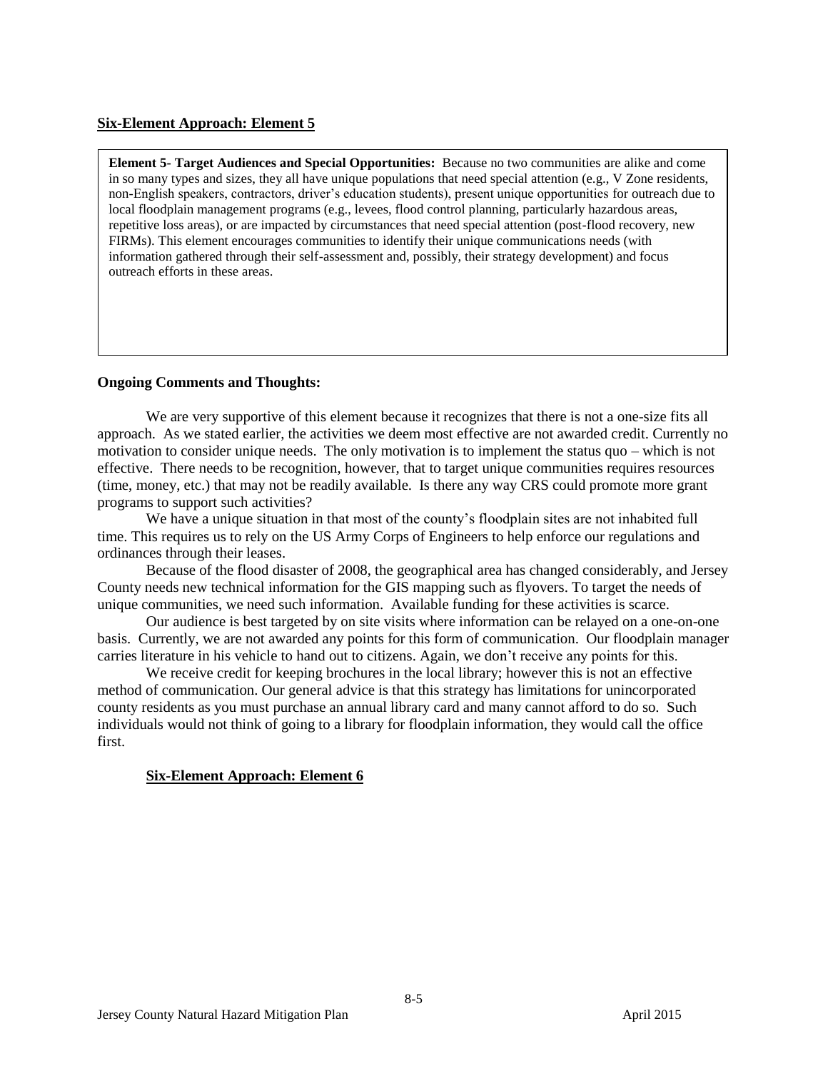## Six-Element Approach: Element 5

**Element 5- Target Audiences and Special Opportunities:** Because no two communities are alike and come in so many types and sizes, they all have unique populations that need special attention (e.g., V Zone residents, non-English speakers, contractors, driver's education students), present unique opportunities for outreach due to local floodplain management programs (e.g., levees, flood control planning, particularly hazardous areas, repetitive loss areas), or are impacted by circumstances that need special attention (post-flood recovery, new FIRMs). This element encourages communities to identify their unique communications needs (with information gathered through their self-assessment and, possibly, their strategy development) and focus outreach efforts in these areas.

### Ongoing Comments and Thoughts:

We are very supportive of this element because it recognizes that there is not a one-size fits all approach. As we stated earlier, the activities we deem most effective are not awarded credit. Currently no motivation to consider unique needs. The only motivation is to implement the status quo – which is not effective. There needs to be recognition, however, that to target unique communities requires resources (time, money, etc.) that may not be readily available. Is there any way CRS could promote more grant programs to support such activities?

We have a unique situation in that most of the county's floodplain sites are not inhabited full time. This requires us to rely on the US Army Corps of Engineers to help enforce our regulations and ordinances through their leases.

Because of the flood disaster of 2008, the geographical area has changed considerably, and Jersey County needs new technical information for the GIS mapping such as flyovers. To target the needs of unique communities, we need such information. Available funding for these activities is scarce.

Our audience is best targeted by on site visits where information can be relayed on a one-on-one basis. Currently, we are not awarded any points for this form of communication. Our floodplain manager carries literature in his vehicle to hand out to citizens. Again, we don't receive any points for this.

We receive credit for keeping brochures in the local library; however this is not an effective method of communication. Our general advice is that this strategy has limitations for unincorporated county residents as you must purchase an annual library card and many cannot afford to do so. Such individuals would not think of going to a library for floodplain information, they would call the office first.

## Six-Element Approach: Element 6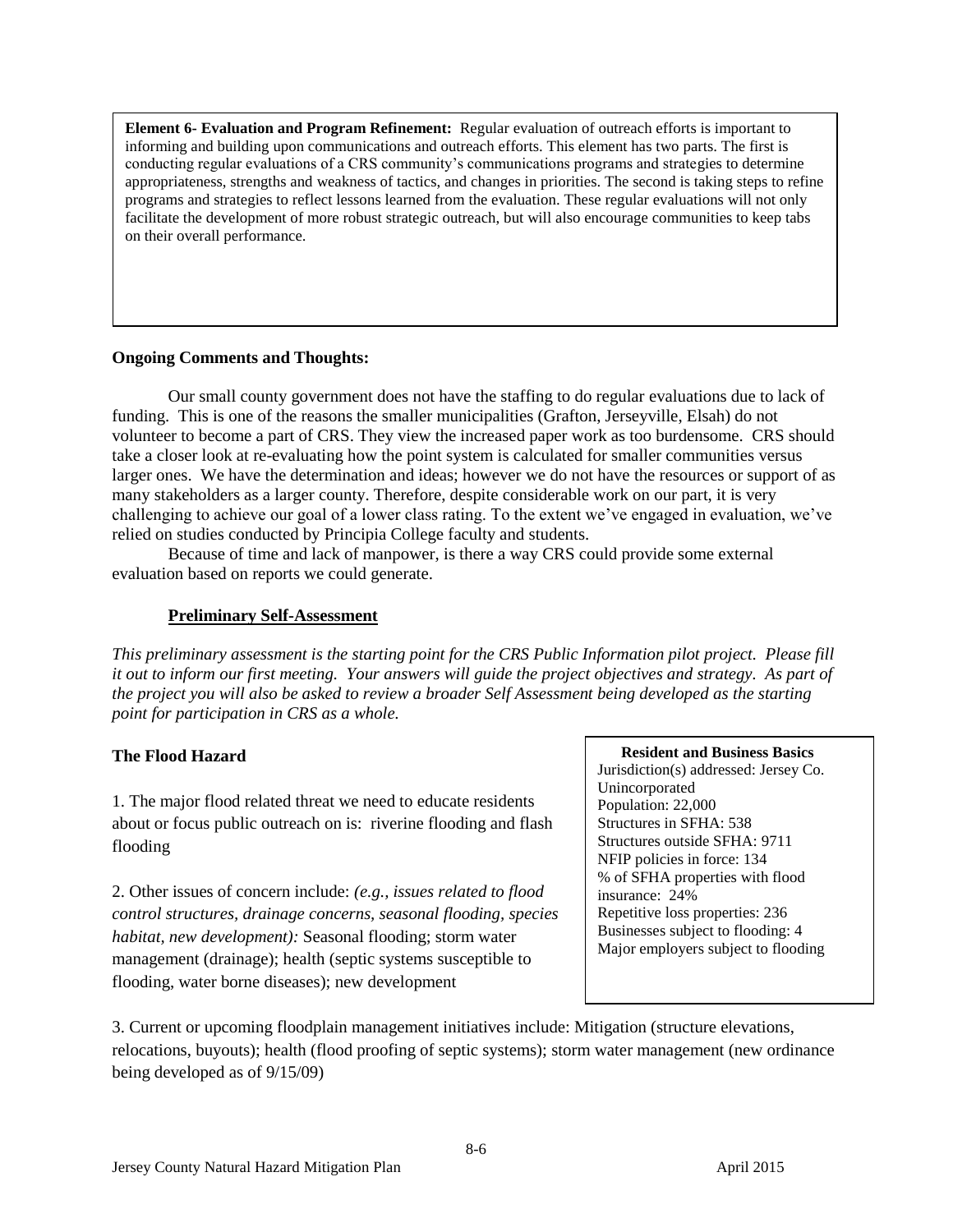**Element 6- Evaluation and Program Refinement:** Regular evaluation of outreach efforts is important to informing and building upon communications and outreach efforts. This element has two parts. The first is conducting regular evaluations of a CRS community's communications programs and strategies to determine appropriateness, strengths and weakness of tactics, and changes in priorities. The second is taking steps to refine programs and strategies to reflect lessons learned from the evaluation. These regular evaluations will not only facilitate the development of more robust strategic outreach, but will also encourage communities to keep tabs on their overall performance.

**Ongoing Comments and Thoughts:**

Our small county government does not have the staffing to do regular evaluations due to lack of funding. This is one of the reasons the smaller municipalities (Grafton, Jerseyville, Elsah) do not volunteer to become a part of CRS. They view the increased paper work as too burdensome. CRS should take a closer look at re-evaluating how the point system is calculated for smaller communities versus larger ones. We have the determination and ideas; however we do not have the resources or support of as many stakeholders as a larger county. Therefore, despite considerable work on our part, it is very challenging to achieve our goal of a lower class rating. To the extent we've engaged in evaluation, we've relied on studies conducted by Principia College faculty and students.

Because of time and lack of manpower, is there a way CRS could provide some external evaluation based on reports we could generate.

## Preliminary Self-Assessment

*This preliminary assessment is the starting point for the CRS Public Information pilot project. Please fill it out to inform our first meeting. Your answers will guide the project objectives and strategy. As part of the project you will also be asked to review a broader Self Assessment being developed as the starting point for participation in CRS as a whole.*

**The Flood Hazard**

1. The major flood related threat we need to educate residents about or focus public outreach on is: riverine flooding and flash flooding

2. Other issues of concern include: *(e.g., issues related to flood control structures, drainage concerns, seasonal flooding, species habitat, new development):* Seasonal flooding; storm water management (drainage); health (septic systems susceptible to flooding, water borne diseases); new development

**Resident and Business Basics**

Jurisdiction(s) addressed: Jersey Co. Unincorporated
Population: 22,000
Structures in SFHA: 538
Structures outside SFHA: 9711
NFIP policies in force: 134
% of SFHA properties with flood insurance: 24%
Repetitive loss properties: 236
Businesses subject to flooding: 4
Major employers subject to flooding

3. Current or upcoming floodplain management initiatives include: Mitigation (structure elevations, relocations, buyouts); health (flood proofing of septic systems); storm water management (new ordinance being developed as of 9/15/09)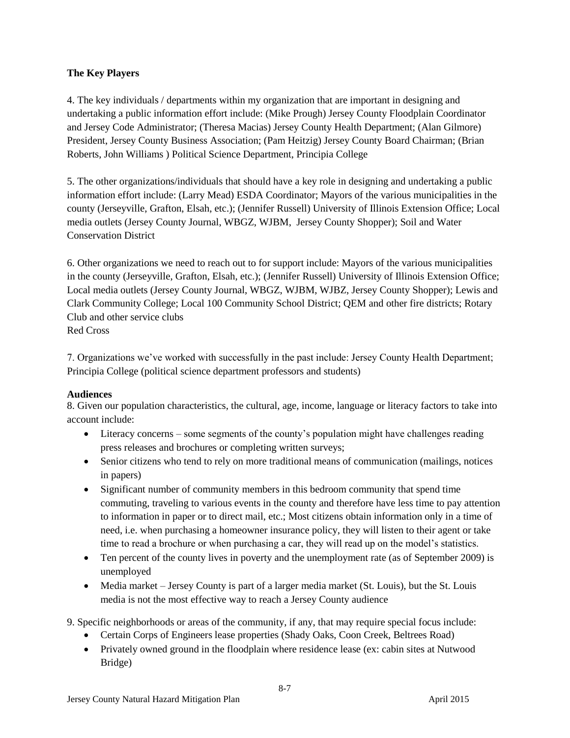**The Key Players**

4. The key individuals / departments within my organization that are important in designing and undertaking a public information effort include: (Mike Prough) Jersey County Floodplain Coordinator and Jersey Code Administrator; (Theresa Macias) Jersey County Health Department; (Alan Gilmore) President, Jersey County Business Association; (Pam Heitzig) Jersey County Board Chairman; (Brian Roberts, John Williams ) Political Science Department, Principia College

5. The other organizations/individuals that should have a key role in designing and undertaking a public information effort include: (Larry Mead) ESDA Coordinator; Mayors of the various municipalities in the county (Jerseyville, Grafton, Elsah, etc.); (Jennifer Russell) University of Illinois Extension Office; Local media outlets (Jersey County Journal, WBGZ, WJBM, Jersey County Shopper); Soil and Water Conservation District

6. Other organizations we need to reach out to for support include: Mayors of the various municipalities in the county (Jerseyville, Grafton, Elsah, etc.); (Jennifer Russell) University of Illinois Extension Office; Local media outlets (Jersey County Journal, WBGZ, WJBM, WJBZ, Jersey County Shopper); Lewis and Clark Community College; Local 100 Community School District; QEM and other fire districts; Rotary Club and other service clubs
Red Cross

7. Organizations we've worked with successfully in the past include: Jersey County Health Department; Principia College (political science department professors and students)

**Audiences**

8. Given our population characteristics, the cultural, age, income, language or literacy factors to take into account include:

- Literacy concerns – some segments of the county's population might have challenges reading press releases and brochures or completing written surveys;
- Senior citizens who tend to rely on more traditional means of communication (mailings, notices in papers)
- Significant number of community members in this bedroom community that spend time commuting, traveling to various events in the county and therefore have less time to pay attention to information in paper or to direct mail, etc.; Most citizens obtain information only in a time of need, i.e. when purchasing a homeowner insurance policy, they will listen to their agent or take time to read a brochure or when purchasing a car, they will read up on the model's statistics.
- Ten percent of the county lives in poverty and the unemployment rate (as of September 2009) is unemployed
- Media market – Jersey County is part of a larger media market (St. Louis), but the St. Louis media is not the most effective way to reach a Jersey County audience

9. Specific neighborhoods or areas of the community, if any, that may require special focus include:

- Certain Corps of Engineers lease properties (Shady Oaks, Coon Creek, Beltrees Road)
- Privately owned ground in the floodplain where residence lease (ex: cabin sites at Nutwood Bridge)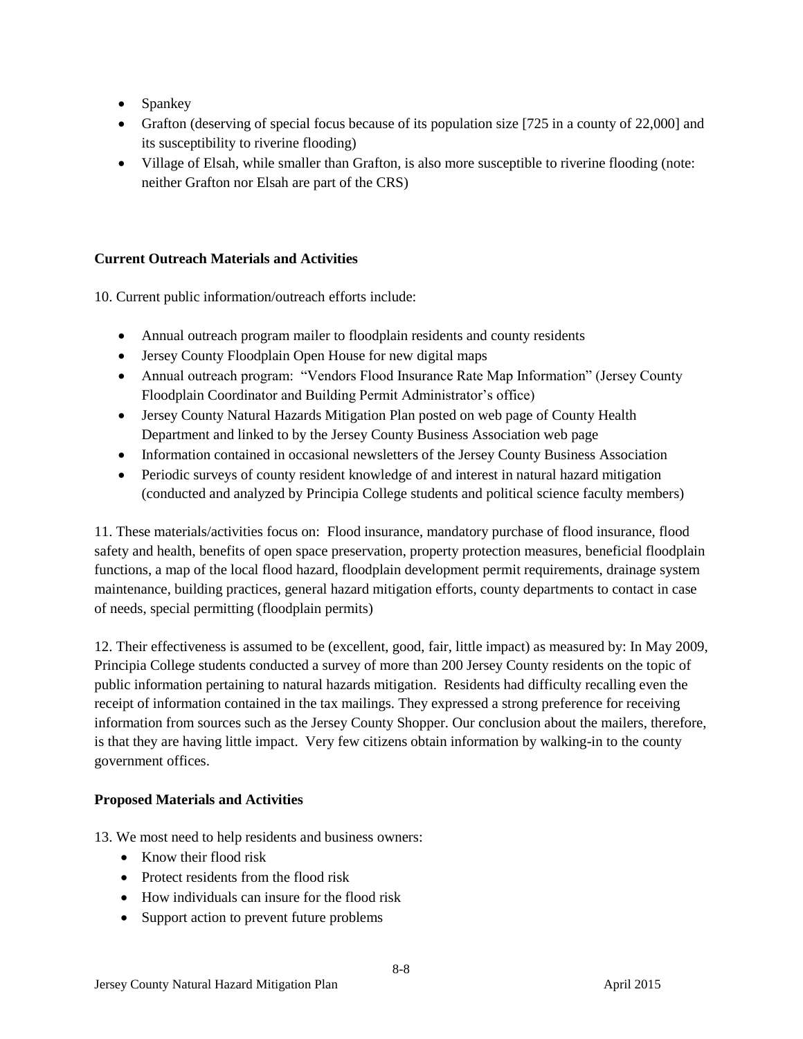- Spankey
- Grafton (deserving of special focus because of its population size [725 in a county of 22,000] and its susceptibility to riverine flooding)
- Village of Elsah, while smaller than Grafton, is also more susceptible to riverine flooding (note: neither Grafton nor Elsah are part of the CRS)

**Current Outreach Materials and Activities**

10. Current public information/outreach efforts include:

- Annual outreach program mailer to floodplain residents and county residents
- Jersey County Floodplain Open House for new digital maps
- Annual outreach program: "Vendors Flood Insurance Rate Map Information" (Jersey County Floodplain Coordinator and Building Permit Administrator's office)
- Jersey County Natural Hazards Mitigation Plan posted on web page of County Health Department and linked to by the Jersey County Business Association web page
- Information contained in occasional newsletters of the Jersey County Business Association
- Periodic surveys of county resident knowledge of and interest in natural hazard mitigation (conducted and analyzed by Principia College students and political science faculty members)

11. These materials/activities focus on: Flood insurance, mandatory purchase of flood insurance, flood safety and health, benefits of open space preservation, property protection measures, beneficial floodplain functions, a map of the local flood hazard, floodplain development permit requirements, drainage system maintenance, building practices, general hazard mitigation efforts, county departments to contact in case of needs, special permitting (floodplain permits)

12. Their effectiveness is assumed to be (excellent, good, fair, little impact) as measured by: In May 2009, Principia College students conducted a survey of more than 200 Jersey County residents on the topic of public information pertaining to natural hazards mitigation. Residents had difficulty recalling even the receipt of information contained in the tax mailings. They expressed a strong preference for receiving information from sources such as the Jersey County Shopper. Our conclusion about the mailers, therefore, is that they are having little impact. Very few citizens obtain information by walking-in to the county government offices.

**Proposed Materials and Activities**

13. We most need to help residents and business owners:

- Know their flood risk
- Protect residents from the flood risk
- How individuals can insure for the flood risk
- Support action to prevent future problems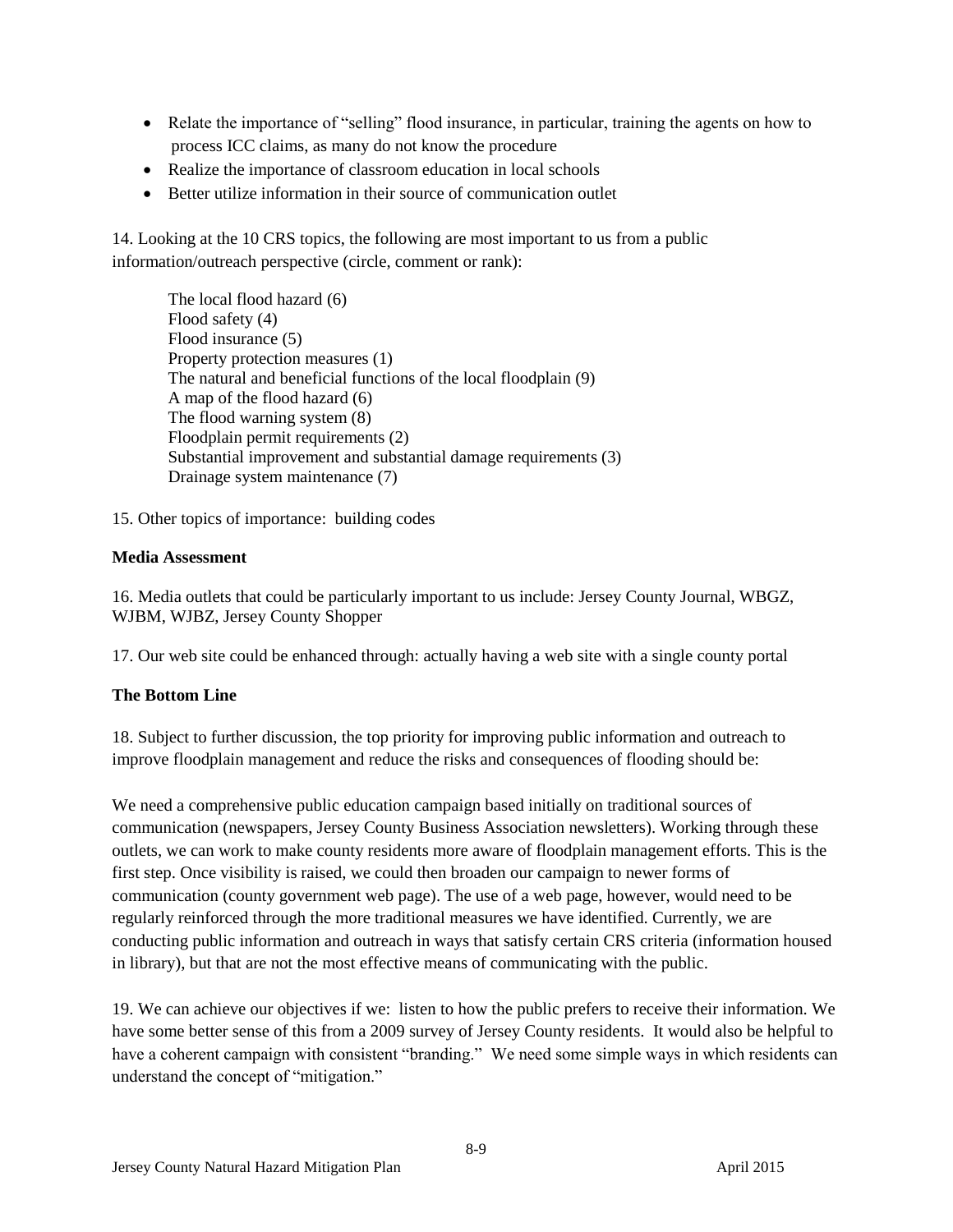- Relate the importance of "selling" flood insurance, in particular, training the agents on how to process ICC claims, as many do not know the procedure
- Realize the importance of classroom education in local schools
- Better utilize information in their source of communication outlet

14. Looking at the 10 CRS topics, the following are most important to us from a public information/outreach perspective (circle, comment or rank):

The local flood hazard (6)
Flood safety (4)
Flood insurance (5)
Property protection measures (1)
The natural and beneficial functions of the local floodplain (9)
A map of the flood hazard (6)
The flood warning system (8)
Floodplain permit requirements (2)
Substantial improvement and substantial damage requirements (3)
Drainage system maintenance (7)

15. Other topics of importance: building codes

**Media Assessment**

16. Media outlets that could be particularly important to us include: Jersey County Journal, WBGZ, WJBM, WJBZ, Jersey County Shopper

17. Our web site could be enhanced through: actually having a web site with a single county portal

**The Bottom Line**

18. Subject to further discussion, the top priority for improving public information and outreach to improve floodplain management and reduce the risks and consequences of flooding should be:

We need a comprehensive public education campaign based initially on traditional sources of communication (newspapers, Jersey County Business Association newsletters). Working through these outlets, we can work to make county residents more aware of floodplain management efforts. This is the first step. Once visibility is raised, we could then broaden our campaign to newer forms of communication (county government web page). The use of a web page, however, would need to be regularly reinforced through the more traditional measures we have identified. Currently, we are conducting public information and outreach in ways that satisfy certain CRS criteria (information housed in library), but that are not the most effective means of communicating with the public.

19. We can achieve our objectives if we: listen to how the public prefers to receive their information. We have some better sense of this from a 2009 survey of Jersey County residents. It would also be helpful to have a coherent campaign with consistent "branding." We need some simple ways in which residents can understand the concept of "mitigation."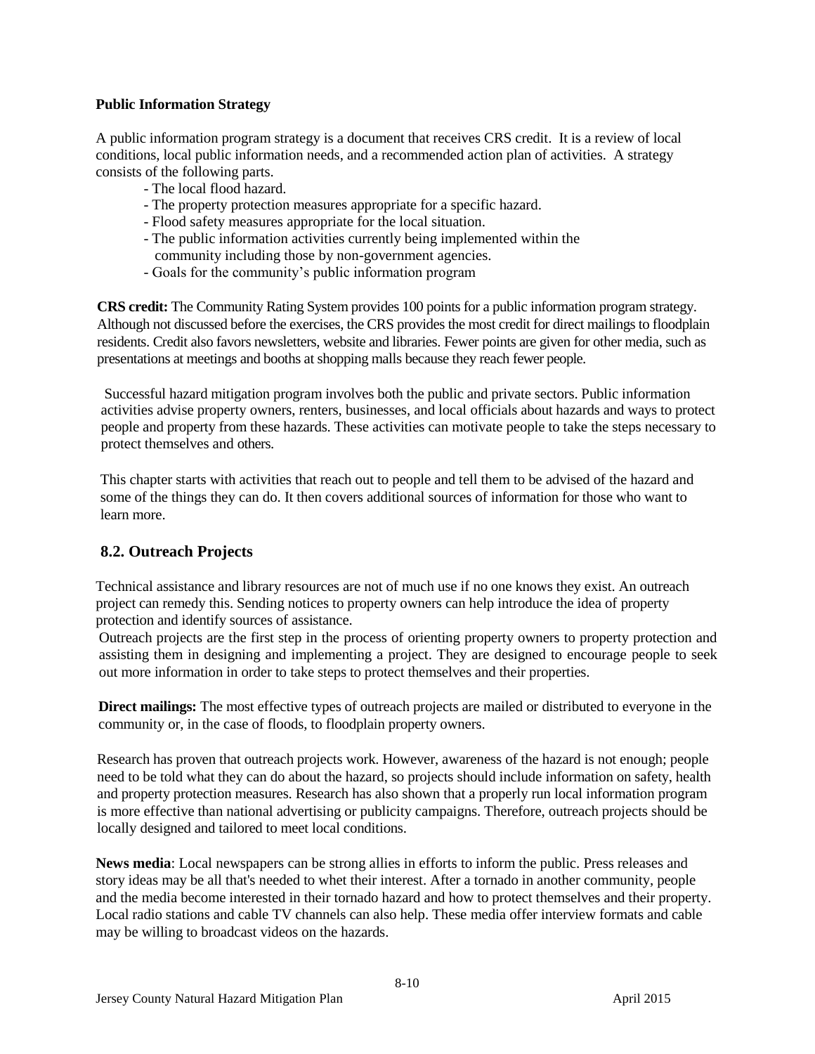**Public Information Strategy**

A public information program strategy is a document that receives CRS credit. It is a review of local conditions, local public information needs, and a recommended action plan of activities. A strategy consists of the following parts.

- The local flood hazard.
- The property protection measures appropriate for a specific hazard.
- Flood safety measures appropriate for the local situation.
- The public information activities currently being implemented within the community including those by non-government agencies.
- Goals for the community's public information program

**CRS credit:** The Community Rating System provides 100 points for a public information program strategy. Although not discussed before the exercises, the CRS provides the most credit for direct mailings to floodplain residents. Credit also favors newsletters, website and libraries. Fewer points are given for other media, such as presentations at meetings and booths at shopping malls because they reach fewer people.

Successful hazard mitigation program involves both the public and private sectors. Public information activities advise property owners, renters, businesses, and local officials about hazards and ways to protect people and property from these hazards. These activities can motivate people to take the steps necessary to protect themselves and others.

This chapter starts with activities that reach out to people and tell them to be advised of the hazard and some of the things they can do. It then covers additional sources of information for those who want to learn more.

## 8.2. Outreach Projects

Technical assistance and library resources are not of much use if no one knows they exist. An outreach project can remedy this. Sending notices to property owners can help introduce the idea of property protection and identify sources of assistance.

Outreach projects are the first step in the process of orienting property owners to property protection and assisting them in designing and implementing a project. They are designed to encourage people to seek out more information in order to take steps to protect themselves and their properties.

**Direct mailings:** The most effective types of outreach projects are mailed or distributed to everyone in the community or, in the case of floods, to floodplain property owners.

Research has proven that outreach projects work. However, awareness of the hazard is not enough; people need to be told what they can do about the hazard, so projects should include information on safety, health and property protection measures. Research has also shown that a properly run local information program is more effective than national advertising or publicity campaigns. Therefore, outreach projects should be locally designed and tailored to meet local conditions.

**News media**: Local newspapers can be strong allies in efforts to inform the public. Press releases and story ideas may be all that's needed to whet their interest. After a tornado in another community, people and the media become interested in their tornado hazard and how to protect themselves and their property. Local radio stations and cable TV channels can also help. These media offer interview formats and cable may be willing to broadcast videos on the hazards.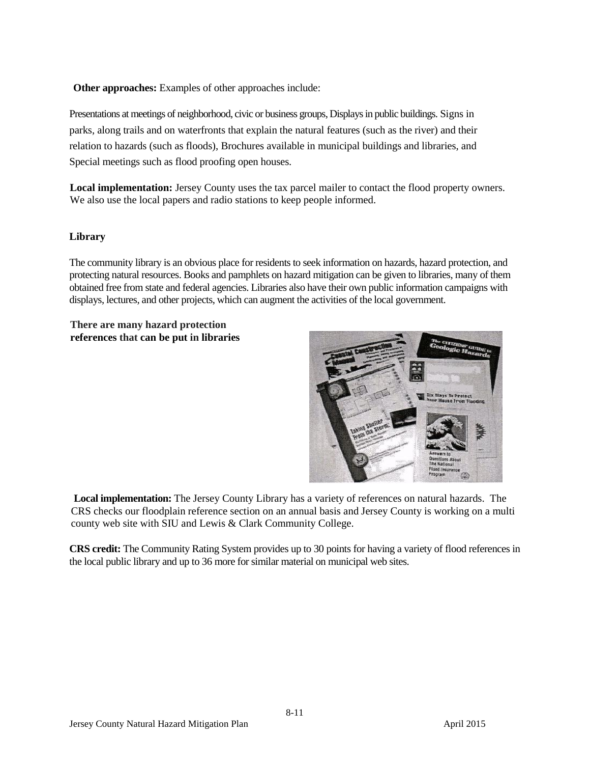**Other approaches:** Examples of other approaches include:

Presentations at meetings of neighborhood, civic or business groups, Displays in public buildings. Signs in parks, along trails and on waterfronts that explain the natural features (such as the river) and their relation to hazards (such as floods), Brochures available in municipal buildings and libraries, and Special meetings such as flood proofing open houses.

**Local implementation:** Jersey County uses the tax parcel mailer to contact the flood property owners. We also use the local papers and radio stations to keep people informed.

**Library**

The community library is an obvious place for residents to seek information on hazards, hazard protection, and protecting natural resources. Books and pamphlets on hazard mitigation can be given to libraries, many of them obtained free from state and federal agencies. Libraries also have their own public information campaigns with displays, lectures, and other projects, which can augment the activities of the local government.

**There are many hazard protection references that can be put in libraries**

**Local implementation:** The Jersey County Library has a variety of references on natural hazards. The CRS checks our floodplain reference section on an annual basis and Jersey County is working on a multi county web site with SIU and Lewis & Clark Community College.

**CRS credit:** The Community Rating System provides up to 30 points for having a variety of flood references in the local public library and up to 36 more for similar material on municipal web sites.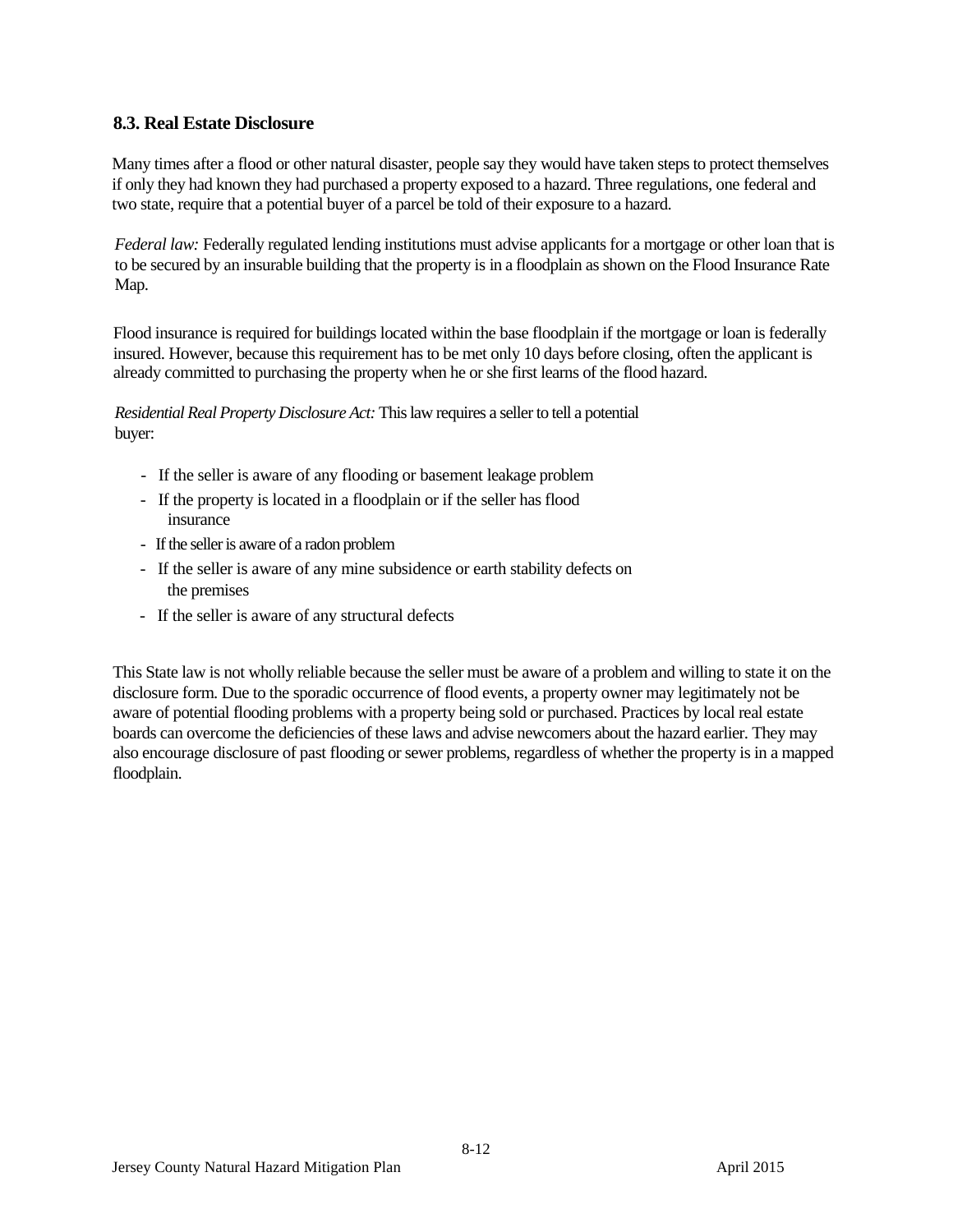## 8.3. Real Estate Disclosure

Many times after a flood or other natural disaster, people say they would have taken steps to protect themselves if only they had known they had purchased a property exposed to a hazard. Three regulations, one federal and two state, require that a potential buyer of a parcel be told of their exposure to a hazard.

*Federal law:* Federally regulated lending institutions must advise applicants for a mortgage or other loan that is to be secured by an insurable building that the property is in a floodplain as shown on the Flood Insurance Rate Map.

Flood insurance is required for buildings located within the base floodplain if the mortgage or loan is federally insured. However, because this requirement has to be met only 10 days before closing, often the applicant is already committed to purchasing the property when he or she first learns of the flood hazard.

*Residential Real Property Disclosure Act:* This law requires a seller to tell a potential buyer:

- If the seller is aware of any flooding or basement leakage problem
- If the property is located in a floodplain or if the seller has flood insurance
- If the seller is aware of a radon problem
- If the seller is aware of any mine subsidence or earth stability defects on the premises
- If the seller is aware of any structural defects

This State law is not wholly reliable because the seller must be aware of a problem and willing to state it on the disclosure form. Due to the sporadic occurrence of flood events, a property owner may legitimately not be aware of potential flooding problems with a property being sold or purchased. Practices by local real estate boards can overcome the deficiencies of these laws and advise newcomers about the hazard earlier. They may also encourage disclosure of past flooding or sewer problems, regardless of whether the property is in a mapped floodplain.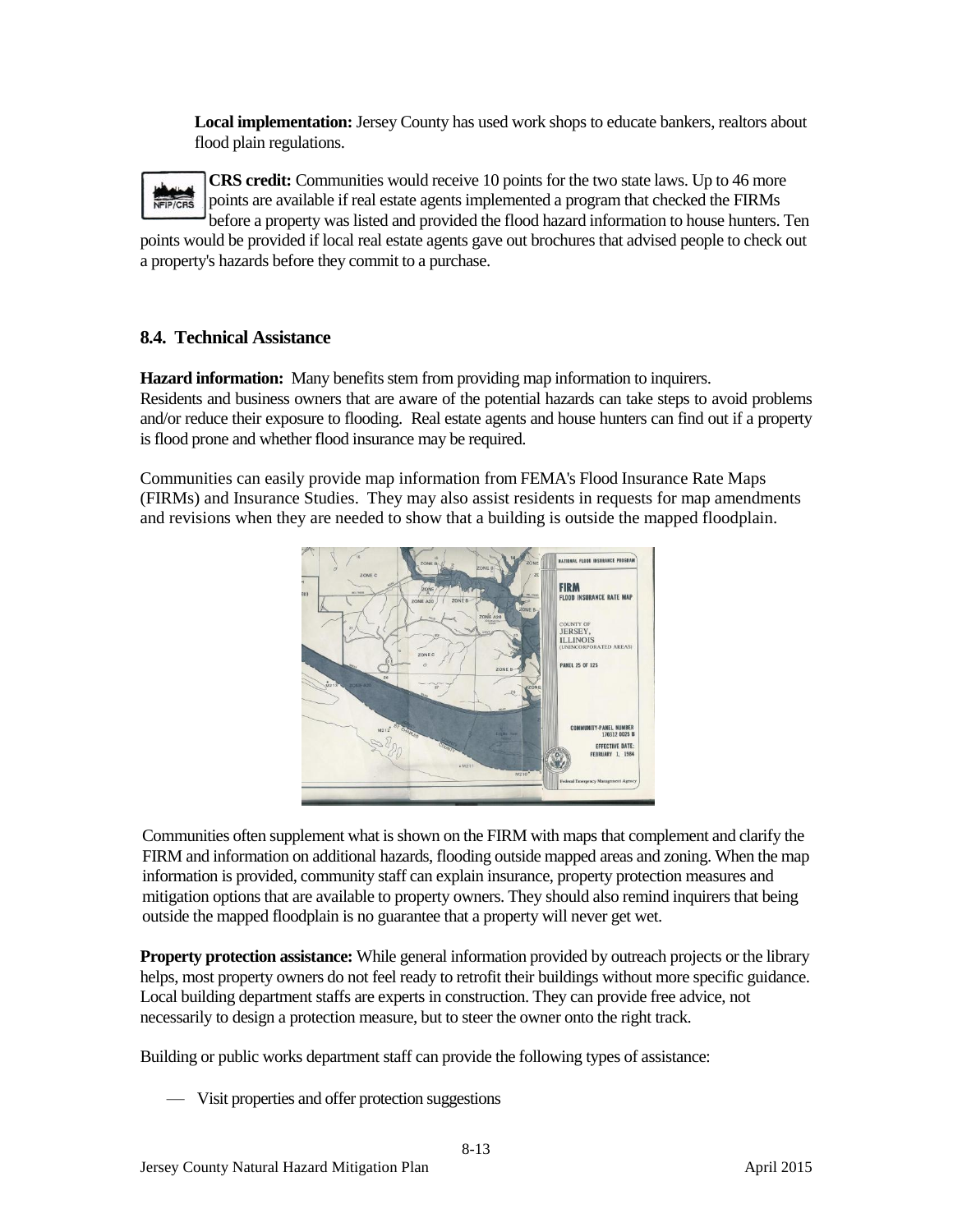**Local implementation:** Jersey County has used work shops to educate bankers, realtors about flood plain regulations.

**CRS credit:** Communities would receive 10 points for the two state laws. Up to 46 more points are available if real estate agents implemented a program that checked the FIRMs before a property was listed and provided the flood hazard information to house hunters. Ten points would be provided if local real estate agents gave out brochures that advised people to check out a property's hazards before they commit to a purchase.

## 8.4. Technical Assistance

**Hazard information:** Many benefits stem from providing map information to inquirers. Residents and business owners that are aware of the potential hazards can take steps to avoid problems and/or reduce their exposure to flooding. Real estate agents and house hunters can find out if a property is flood prone and whether flood insurance may be required.

Communities can easily provide map information from FEMA's Flood Insurance Rate Maps (FIRMs) and Insurance Studies. They may also assist residents in requests for map amendments and revisions when they are needed to show that a building is outside the mapped floodplain.

Communities often supplement what is shown on the FIRM with maps that complement and clarify the FIRM and information on additional hazards, flooding outside mapped areas and zoning. When the map information is provided, community staff can explain insurance, property protection measures and mitigation options that are available to property owners. They should also remind inquirers that being outside the mapped floodplain is no guarantee that a property will never get wet.

**Property protection assistance:** While general information provided by outreach projects or the library helps, most property owners do not feel ready to retrofit their buildings without more specific guidance. Local building department staffs are experts in construction. They can provide free advice, not necessarily to design a protection measure, but to steer the owner onto the right track.

Building or public works department staff can provide the following types of assistance:

- Visit properties and offer protection suggestions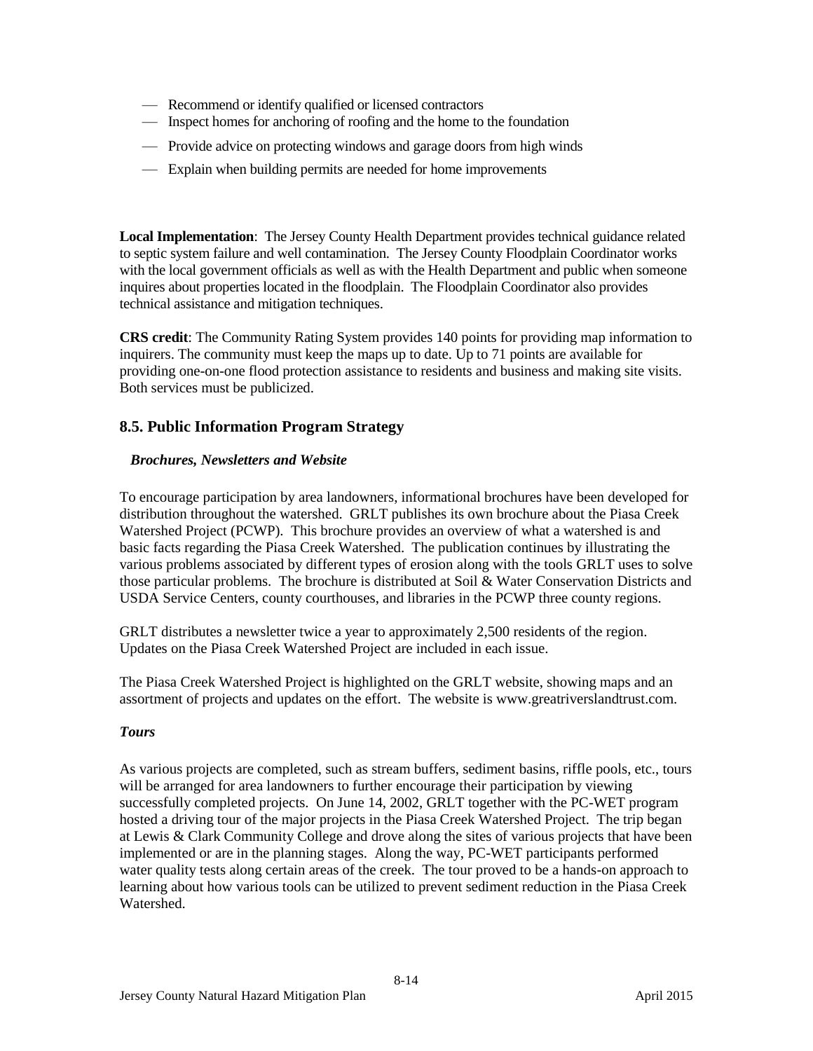- Recommend or identify qualified or licensed contractors
- Inspect homes for anchoring of roofing and the home to the foundation
- Provide advice on protecting windows and garage doors from high winds
- Explain when building permits are needed for home improvements

**Local Implementation**: The Jersey County Health Department provides technical guidance related to septic system failure and well contamination. The Jersey County Floodplain Coordinator works with the local government officials as well as with the Health Department and public when someone inquires about properties located in the floodplain. The Floodplain Coordinator also provides technical assistance and mitigation techniques.

**CRS credit**: The Community Rating System provides 140 points for providing map information to inquirers. The community must keep the maps up to date. Up to 71 points are available for providing one-on-one flood protection assistance to residents and business and making site visits. Both services must be publicized.

## 8.5. Public Information Program Strategy

***Brochures, Newsletters and Website***

To encourage participation by area landowners, informational brochures have been developed for distribution throughout the watershed. GRLT publishes its own brochure about the Piasa Creek Watershed Project (PCWP). This brochure provides an overview of what a watershed is and basic facts regarding the Piasa Creek Watershed. The publication continues by illustrating the various problems associated by different types of erosion along with the tools GRLT uses to solve those particular problems. The brochure is distributed at Soil & Water Conservation Districts and USDA Service Centers, county courthouses, and libraries in the PCWP three county regions.

GRLT distributes a newsletter twice a year to approximately 2,500 residents of the region. Updates on the Piasa Creek Watershed Project are included in each issue.

The Piasa Creek Watershed Project is highlighted on the GRLT website, showing maps and an assortment of projects and updates on the effort. The website is www.greatriverslandtrust.com.

***Tours***

As various projects are completed, such as stream buffers, sediment basins, riffle pools, etc., tours will be arranged for area landowners to further encourage their participation by viewing successfully completed projects. On June 14, 2002, GRLT together with the PC-WET program hosted a driving tour of the major projects in the Piasa Creek Watershed Project. The trip began at Lewis & Clark Community College and drove along the sites of various projects that have been implemented or are in the planning stages. Along the way, PC-WET participants performed water quality tests along certain areas of the creek. The tour proved to be a hands-on approach to learning about how various tools can be utilized to prevent sediment reduction in the Piasa Creek Watershed.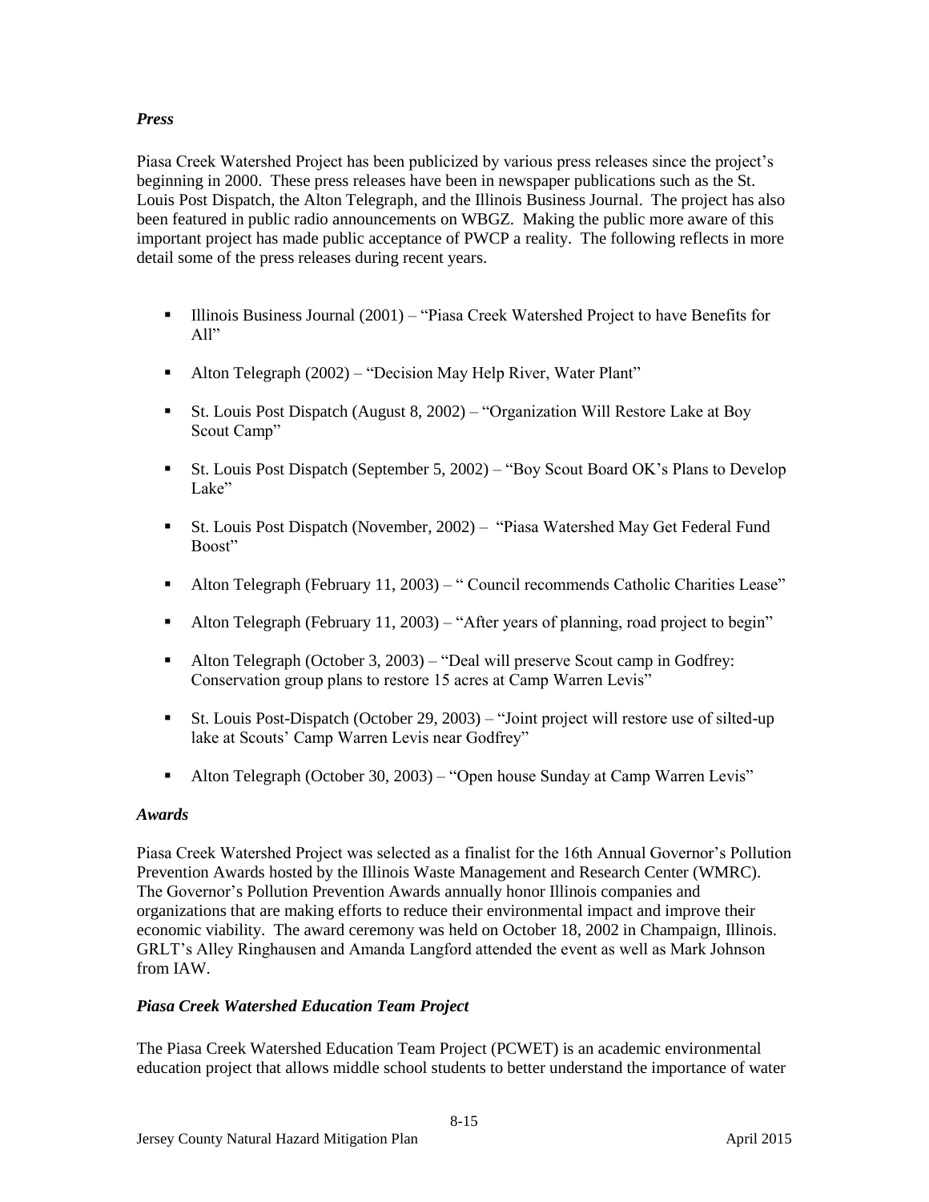### *Press*

Piasa Creek Watershed Project has been publicized by various press releases since the project's beginning in 2000. These press releases have been in newspaper publications such as the St. Louis Post Dispatch, the Alton Telegraph, and the Illinois Business Journal. The project has also been featured in public radio announcements on WBGZ. Making the public more aware of this important project has made public acceptance of PWCP a reality. The following reflects in more detail some of the press releases during recent years.

- Illinois Business Journal (2001) – "Piasa Creek Watershed Project to have Benefits for All"
- Alton Telegraph (2002) – "Decision May Help River, Water Plant"
- St. Louis Post Dispatch (August 8, 2002) – "Organization Will Restore Lake at Boy Scout Camp"
- St. Louis Post Dispatch (September 5, 2002) – "Boy Scout Board OK's Plans to Develop Lake"
- St. Louis Post Dispatch (November, 2002) – "Piasa Watershed May Get Federal Fund Boost"
- Alton Telegraph (February 11, 2003) – " Council recommends Catholic Charities Lease"
- Alton Telegraph (February 11, 2003) – "After years of planning, road project to begin"
- Alton Telegraph (October 3, 2003) – "Deal will preserve Scout camp in Godfrey: Conservation group plans to restore 15 acres at Camp Warren Levis"
- St. Louis Post-Dispatch (October 29, 2003) – "Joint project will restore use of silted-up lake at Scouts' Camp Warren Levis near Godfrey"
- Alton Telegraph (October 30, 2003) – "Open house Sunday at Camp Warren Levis"

### *Awards*

Piasa Creek Watershed Project was selected as a finalist for the 16th Annual Governor's Pollution Prevention Awards hosted by the Illinois Waste Management and Research Center (WMRC). The Governor's Pollution Prevention Awards annually honor Illinois companies and organizations that are making efforts to reduce their environmental impact and improve their economic viability. The award ceremony was held on October 18, 2002 in Champaign, Illinois. GRLT's Alley Ringhausen and Amanda Langford attended the event as well as Mark Johnson from IAW.

### *Piasa Creek Watershed Education Team Project*

The Piasa Creek Watershed Education Team Project (PCWET) is an academic environmental education project that allows middle school students to better understand the importance of water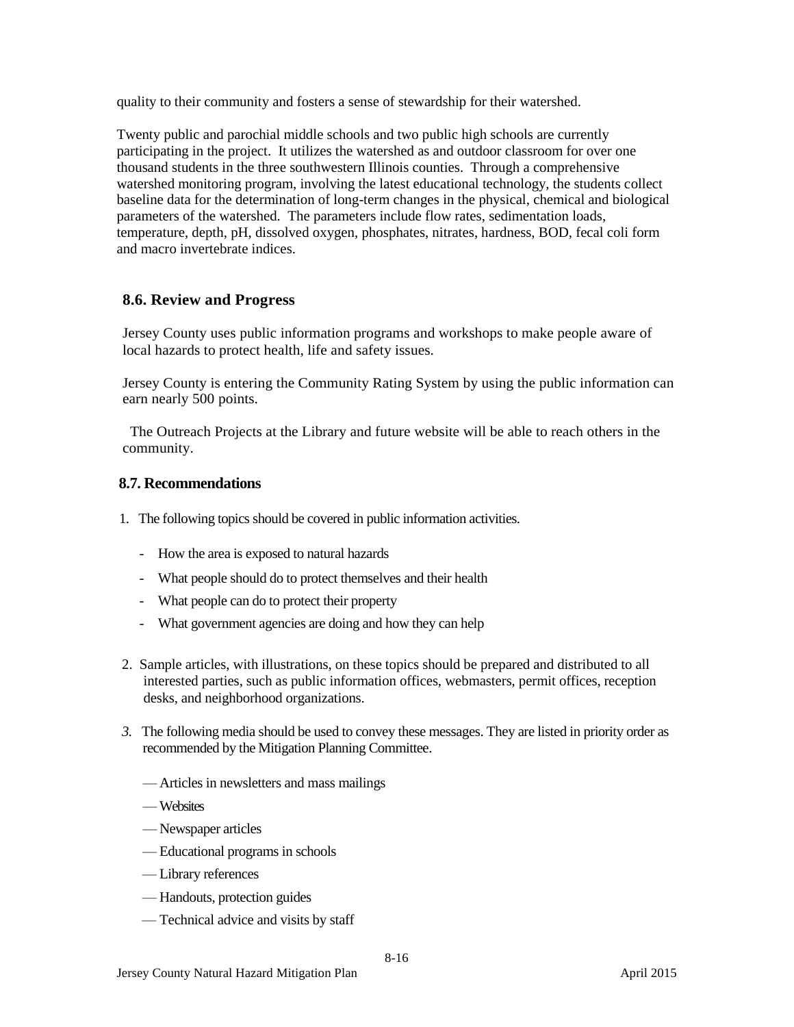quality to their community and fosters a sense of stewardship for their watershed.

Twenty public and parochial middle schools and two public high schools are currently participating in the project. It utilizes the watershed as and outdoor classroom for over one thousand students in the three southwestern Illinois counties. Through a comprehensive watershed monitoring program, involving the latest educational technology, the students collect baseline data for the determination of long-term changes in the physical, chemical and biological parameters of the watershed. The parameters include flow rates, sedimentation loads, temperature, depth, pH, dissolved oxygen, phosphates, nitrates, hardness, BOD, fecal coli form and macro invertebrate indices.

## 8.6. Review and Progress

Jersey County uses public information programs and workshops to make people aware of local hazards to protect health, life and safety issues.

Jersey County is entering the Community Rating System by using the public information can earn nearly 500 points.

The Outreach Projects at the Library and future website will be able to reach others in the community.

## 8.7. Recommendations

1. The following topics should be covered in public information activities.

   - How the area is exposed to natural hazards
   - What people should do to protect themselves and their health
   - What people can do to protect their property
   - What government agencies are doing and how they can help

2. Sample articles, with illustrations, on these topics should be prepared and distributed to all interested parties, such as public information offices, webmasters, permit offices, reception desks, and neighborhood organizations.

3. The following media should be used to convey these messages. They are listed in priority order as recommended by the Mitigation Planning Committee.

   — Articles in newsletters and mass mailings

   — Websites

   — Newspaper articles

   — Educational programs in schools

   — Library references

   — Handouts, protection guides

   — Technical advice and visits by staff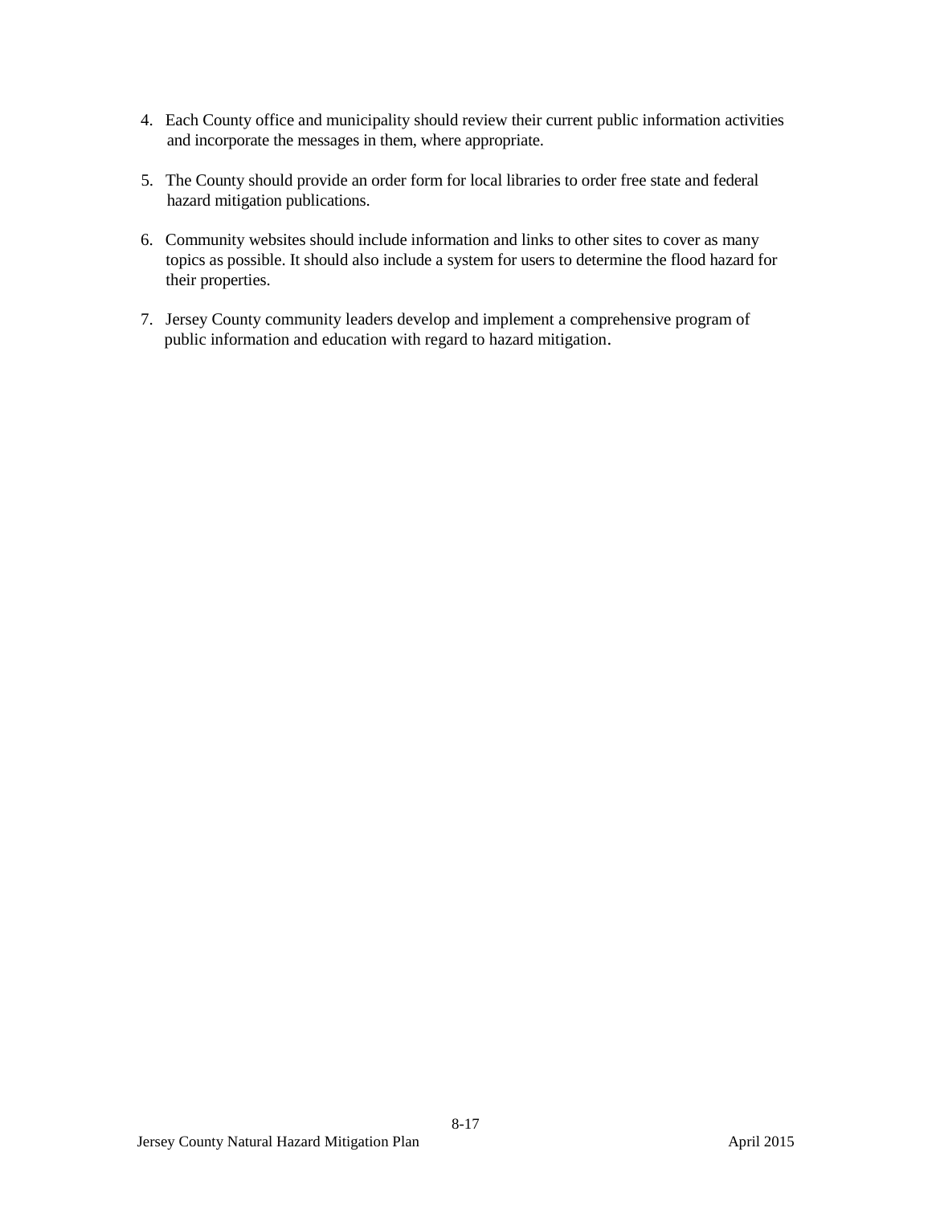4. Each County office and municipality should review their current public information activities and incorporate the messages in them, where appropriate.

5. The County should provide an order form for local libraries to order free state and federal hazard mitigation publications.

6. Community websites should include information and links to other sites to cover as many topics as possible. It should also include a system for users to determine the flood hazard for their properties.

7. Jersey County community leaders develop and implement a comprehensive program of public information and education with regard to hazard mitigation.